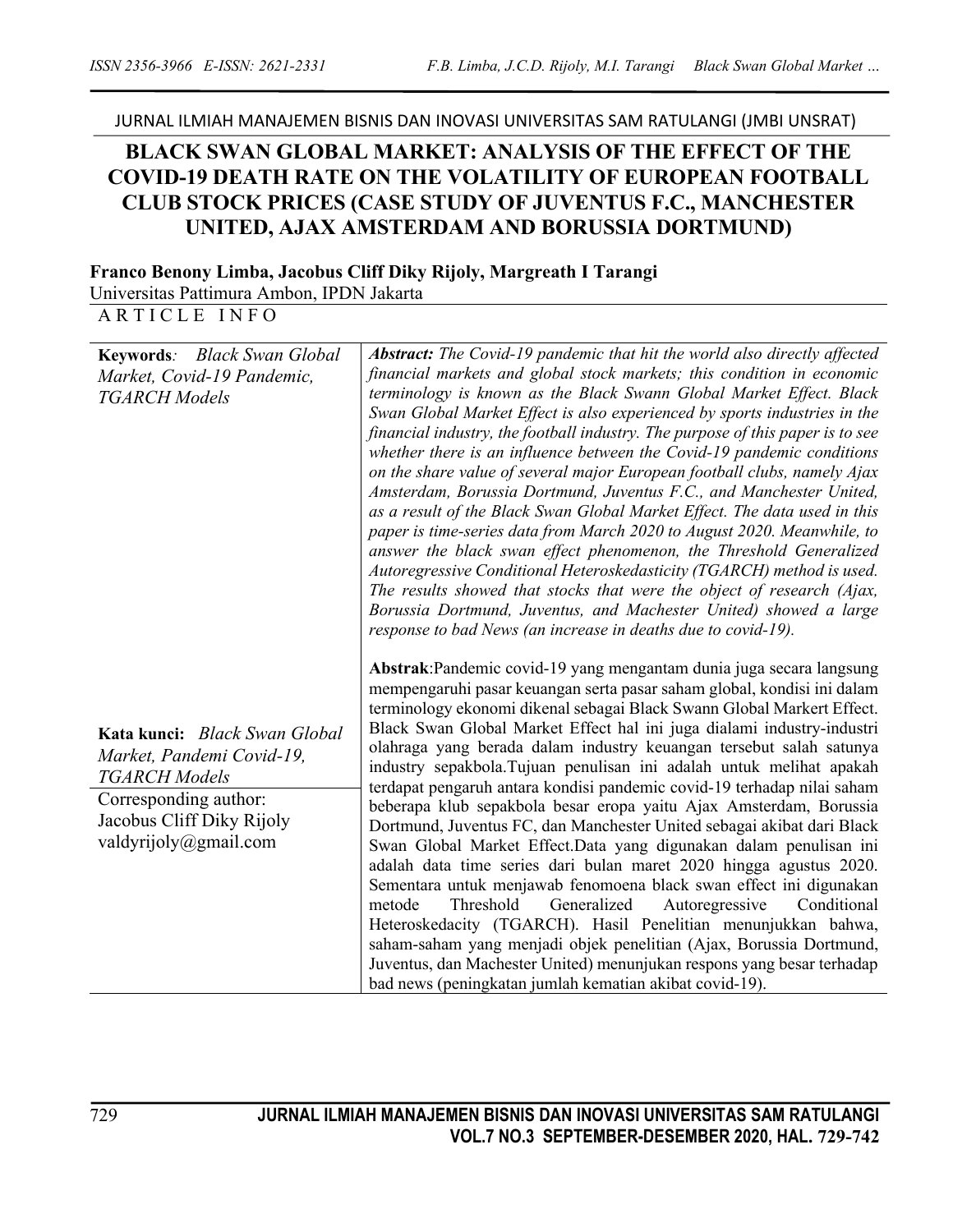JURNAL ILMIAH MANAJEMEN BISNIS DAN INOVASI UNIVERSITAS SAM RATULANGI (JMBI UNSRAT)

# BLACK SWAN GLOBAL MARKET: ANALYSIS OF THE EFFECT OF THE COVID-19 DEATH RATE ON THE VOLATILITY OF EUROPEAN FOOTBALL CLUB STOCK PRICES (CASE STUDY OF JUVENTUS F.C., MANCHESTER UNITED, AJAX AMSTERDAM AND BORUSSIA DORTMUND)

**Franco Benony Limba, Jacobus Cliff Diky Rijoly, Margreath I Tarangi**
Universitas Pattimura Ambon, IPDN Jakarta

ARTICLE INFO

**Keywords**: *Black Swan Global Market, Covid-19 Pandemic, TGARCH Models*

***Abstract:*** *The Covid-19 pandemic that hit the world also directly affected financial markets and global stock markets; this condition in economic terminology is known as the Black Swann Global Market Effect. Black Swan Global Market Effect is also experienced by sports industries in the financial industry, the football industry. The purpose of this paper is to see whether there is an influence between the Covid-19 pandemic conditions on the share value of several major European football clubs, namely Ajax Amsterdam, Borussia Dortmund, Juventus F.C., and Manchester United, as a result of the Black Swan Global Market Effect. The data used in this paper is time-series data from March 2020 to August 2020. Meanwhile, to answer the black swan effect phenomenon, the Threshold Generalized Autoregressive Conditional Heteroskedasticity (TGARCH) method is used. The results showed that stocks that were the object of research (Ajax, Borussia Dortmund, Juventus, and Machester United) showed a large response to bad News (an increase in deaths due to covid-19).*

**Kata kunci:** *Black Swan Global Market, Pandemi Covid-19, TGARCH Models*

Corresponding author:
Jacobus Cliff Diky Rijoly
valdyrijoly@gmail.com

**Abstrak**:Pandemic covid-19 yang mengantam dunia juga secara langsung mempengaruhi pasar keuangan serta pasar saham global, kondisi ini dalam terminology ekonomi dikenal sebagai Black Swann Global Markert Effect. Black Swan Global Market Effect hal ini juga dialami industry-industri olahraga yang berada dalam industry keuangan tersebut salah satunya industry sepakbola.Tujuan penulisan ini adalah untuk melihat apakah terdapat pengaruh antara kondisi pandemic covid-19 terhadap nilai saham beberapa klub sepakbola besar eropa yaitu Ajax Amsterdam, Borussia Dortmund, Juventus FC, dan Manchester United sebagai akibat dari Black Swan Global Market Effect.Data yang digunakan dalam penulisan ini adalah data time series dari bulan maret 2020 hingga agustus 2020. Sementara untuk menjawab fenomoena black swan effect ini digunakan metode Threshold Generalized Autoregressive Conditional Heteroskedacity (TGARCH). Hasil Penelitian menunjukkan bahwa, saham-saham yang menjadi objek penelitian (Ajax, Borussia Dortmund, Juventus, dan Machester United) menunjukan respons yang besar terhadap bad news (peningkatan jumlah kematian akibat covid-19).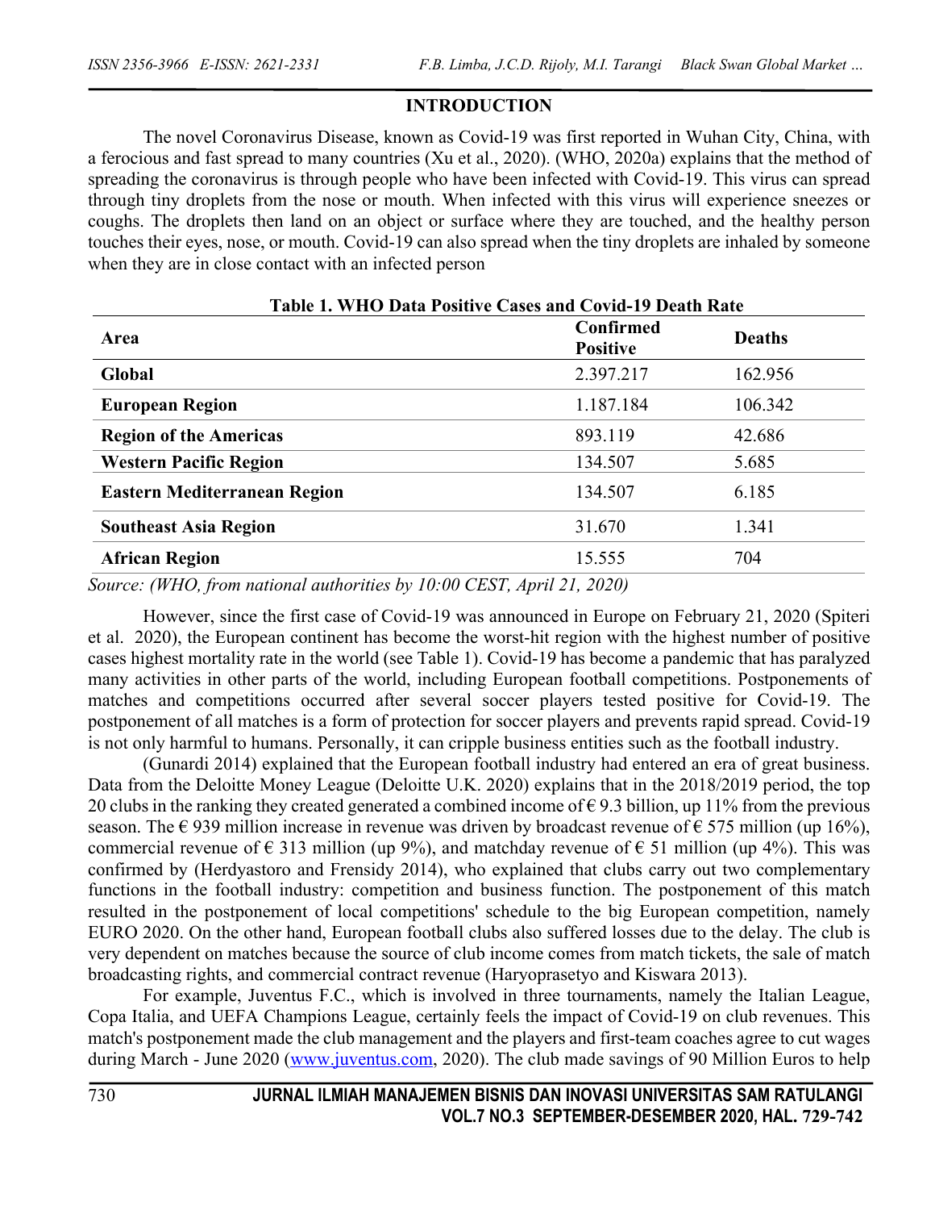## INTRODUCTION

The novel Coronavirus Disease, known as Covid-19 was first reported in Wuhan City, China, with a ferocious and fast spread to many countries (Xu et al., 2020). (WHO, 2020a) explains that the method of spreading the coronavirus is through people who have been infected with Covid-19. This virus can spread through tiny droplets from the nose or mouth. When infected with this virus will experience sneezes or coughs. The droplets then land on an object or surface where they are touched, and the healthy person touches their eyes, nose, or mouth. Covid-19 can also spread when the tiny droplets are inhaled by someone when they are in close contact with an infected person

**Table 1. WHO Data Positive Cases and Covid-19 Death Rate**

| Area | Confirmed Positive | Deaths |
|---|---|---|
| **Global** | 2.397.217 | 162.956 |
| **European Region** | 1.187.184 | 106.342 |
| **Region of the Americas** | 893.119 | 42.686 |
| **Western Pacific Region** | 134.507 | 5.685 |
| **Eastern Mediterranean Region** | 134.507 | 6.185 |
| **Southeast Asia Region** | 31.670 | 1.341 |
| **African Region** | 15.555 | 704 |

*Source: (WHO, from national authorities by 10:00 CEST, April 21, 2020)*

However, since the first case of Covid-19 was announced in Europe on February 21, 2020 (Spiteri et al. 2020), the European continent has become the worst-hit region with the highest number of positive cases highest mortality rate in the world (see Table 1). Covid-19 has become a pandemic that has paralyzed many activities in other parts of the world, including European football competitions. Postponements of matches and competitions occurred after several soccer players tested positive for Covid-19. The postponement of all matches is a form of protection for soccer players and prevents rapid spread. Covid-19 is not only harmful to humans. Personally, it can cripple business entities such as the football industry.

(Gunardi 2014) explained that the European football industry had entered an era of great business. Data from the Deloitte Money League (Deloitte U.K. 2020) explains that in the 2018/2019 period, the top 20 clubs in the ranking they created generated a combined income of € 9.3 billion, up 11% from the previous season. The € 939 million increase in revenue was driven by broadcast revenue of € 575 million (up 16%), commercial revenue of € 313 million (up 9%), and matchday revenue of € 51 million (up 4%). This was confirmed by (Herdyastoro and Frensidy 2014), who explained that clubs carry out two complementary functions in the football industry: competition and business function. The postponement of this match resulted in the postponement of local competitions' schedule to the big European competition, namely EURO 2020. On the other hand, European football clubs also suffered losses due to the delay. The club is very dependent on matches because the source of club income comes from match tickets, the sale of match broadcasting rights, and commercial contract revenue (Haryoprasetyo and Kiswara 2013).

For example, Juventus F.C., which is involved in three tournaments, namely the Italian League, Copa Italia, and UEFA Champions League, certainly feels the impact of Covid-19 on club revenues. This match's postponement made the club management and the players and first-team coaches agree to cut wages during March - June 2020 (www.juventus.com, 2020). The club made savings of 90 Million Euros to help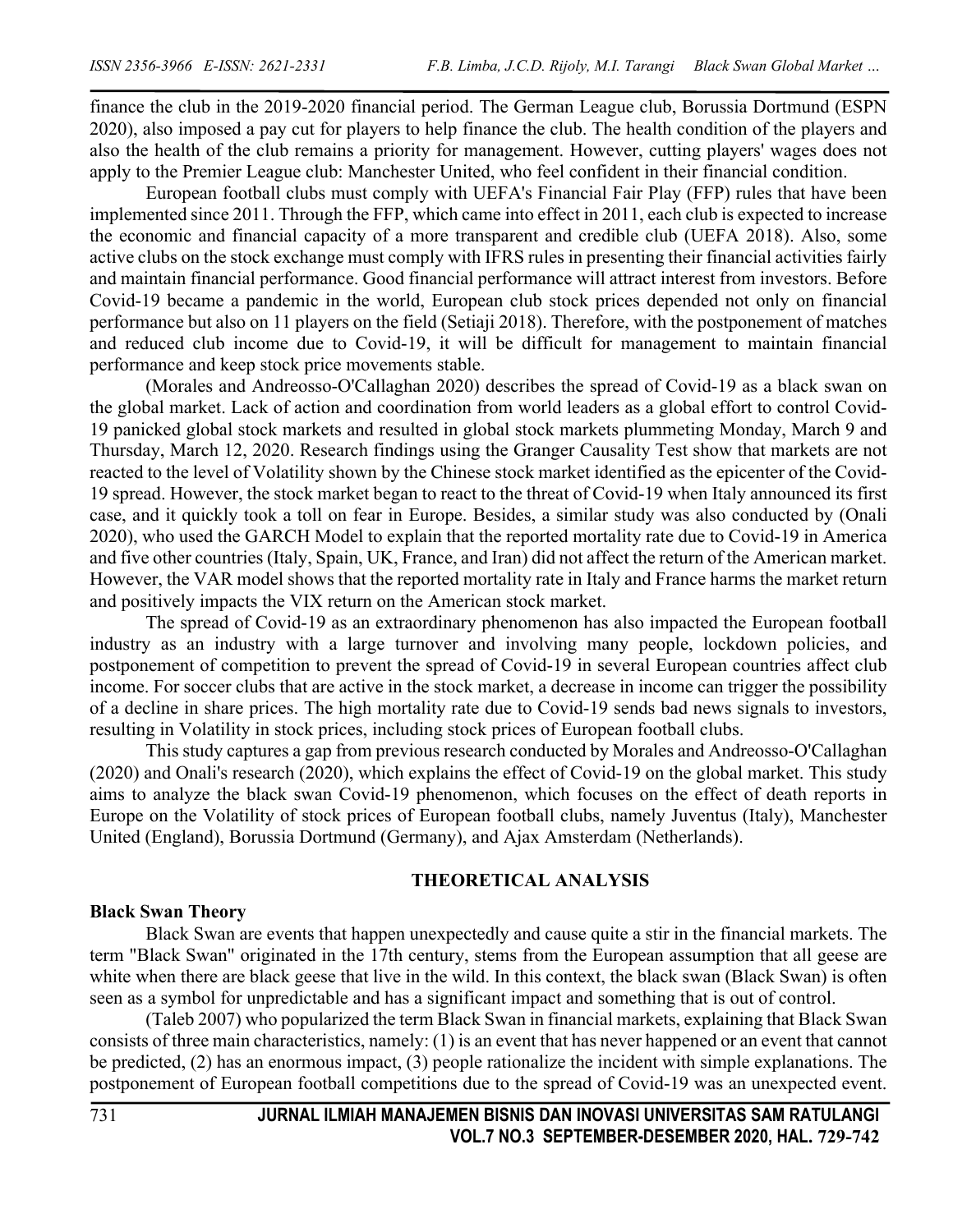finance the club in the 2019-2020 financial period. The German League club, Borussia Dortmund (ESPN 2020), also imposed a pay cut for players to help finance the club. The health condition of the players and also the health of the club remains a priority for management. However, cutting players' wages does not apply to the Premier League club: Manchester United, who feel confident in their financial condition.

European football clubs must comply with UEFA's Financial Fair Play (FFP) rules that have been implemented since 2011. Through the FFP, which came into effect in 2011, each club is expected to increase the economic and financial capacity of a more transparent and credible club (UEFA 2018). Also, some active clubs on the stock exchange must comply with IFRS rules in presenting their financial activities fairly and maintain financial performance. Good financial performance will attract interest from investors. Before Covid-19 became a pandemic in the world, European club stock prices depended not only on financial performance but also on 11 players on the field (Setiaji 2018). Therefore, with the postponement of matches and reduced club income due to Covid-19, it will be difficult for management to maintain financial performance and keep stock price movements stable.

(Morales and Andreosso-O'Callaghan 2020) describes the spread of Covid-19 as a black swan on the global market. Lack of action and coordination from world leaders as a global effort to control Covid-19 panicked global stock markets and resulted in global stock markets plummeting Monday, March 9 and Thursday, March 12, 2020. Research findings using the Granger Causality Test show that markets are not reacted to the level of Volatility shown by the Chinese stock market identified as the epicenter of the Covid-19 spread. However, the stock market began to react to the threat of Covid-19 when Italy announced its first case, and it quickly took a toll on fear in Europe. Besides, a similar study was also conducted by (Onali 2020), who used the GARCH Model to explain that the reported mortality rate due to Covid-19 in America and five other countries (Italy, Spain, UK, France, and Iran) did not affect the return of the American market. However, the VAR model shows that the reported mortality rate in Italy and France harms the market return and positively impacts the VIX return on the American stock market.

The spread of Covid-19 as an extraordinary phenomenon has also impacted the European football industry as an industry with a large turnover and involving many people, lockdown policies, and postponement of competition to prevent the spread of Covid-19 in several European countries affect club income. For soccer clubs that are active in the stock market, a decrease in income can trigger the possibility of a decline in share prices. The high mortality rate due to Covid-19 sends bad news signals to investors, resulting in Volatility in stock prices, including stock prices of European football clubs.

This study captures a gap from previous research conducted by Morales and Andreosso-O'Callaghan (2020) and Onali's research (2020), which explains the effect of Covid-19 on the global market. This study aims to analyze the black swan Covid-19 phenomenon, which focuses on the effect of death reports in Europe on the Volatility of stock prices of European football clubs, namely Juventus (Italy), Manchester United (England), Borussia Dortmund (Germany), and Ajax Amsterdam (Netherlands).

## THEORETICAL ANALYSIS

### Black Swan Theory

Black Swan are events that happen unexpectedly and cause quite a stir in the financial markets. The term "Black Swan" originated in the 17th century, stems from the European assumption that all geese are white when there are black geese that live in the wild. In this context, the black swan (Black Swan) is often seen as a symbol for unpredictable and has a significant impact and something that is out of control.

(Taleb 2007) who popularized the term Black Swan in financial markets, explaining that Black Swan consists of three main characteristics, namely: (1) is an event that has never happened or an event that cannot be predicted, (2) has an enormous impact, (3) people rationalize the incident with simple explanations. The postponement of European football competitions due to the spread of Covid-19 was an unexpected event.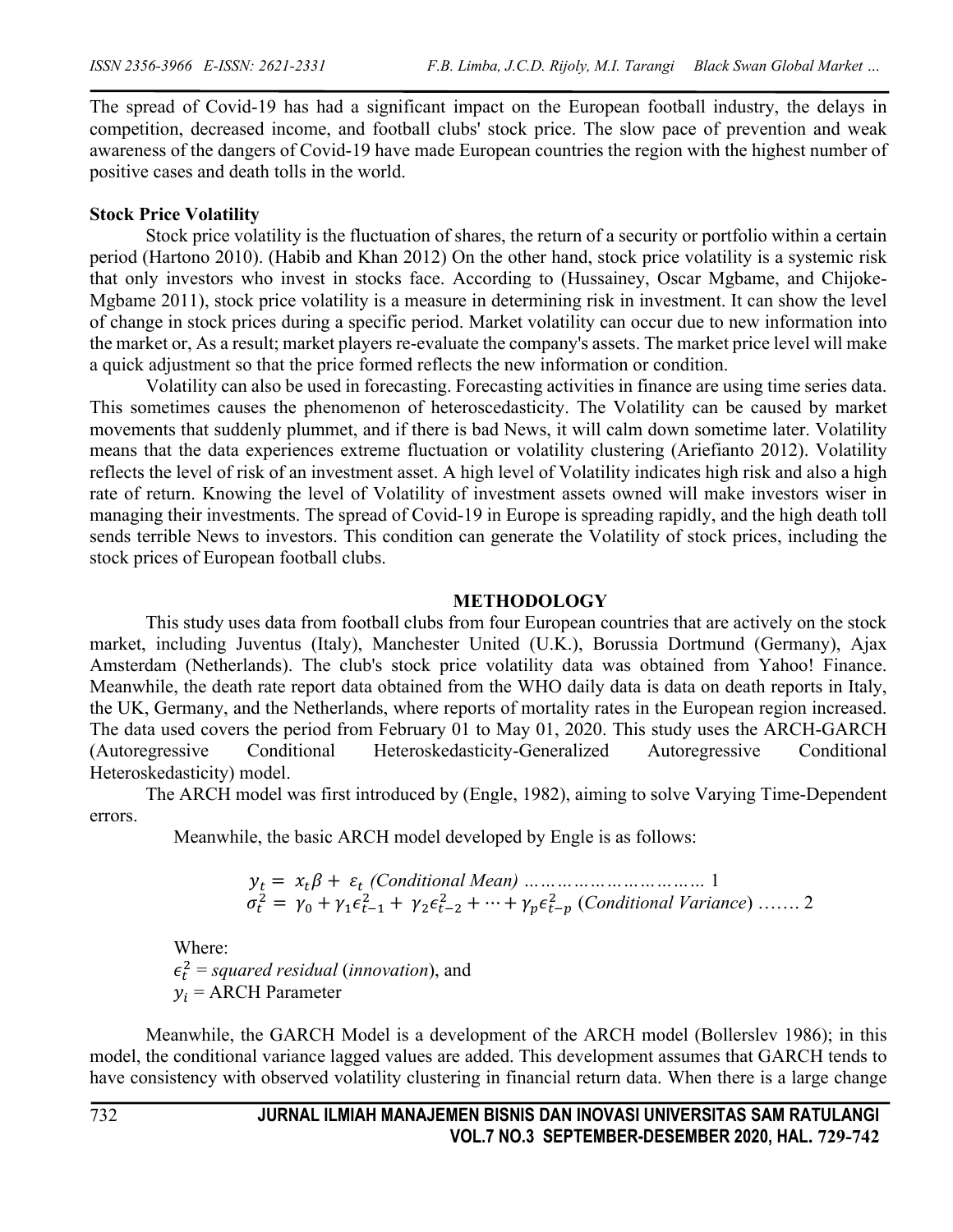The spread of Covid-19 has had a significant impact on the European football industry, the delays in competition, decreased income, and football clubs' stock price. The slow pace of prevention and weak awareness of the dangers of Covid-19 have made European countries the region with the highest number of positive cases and death tolls in the world.

**Stock Price Volatility**

Stock price volatility is the fluctuation of shares, the return of a security or portfolio within a certain period (Hartono 2010). (Habib and Khan 2012) On the other hand, stock price volatility is a systemic risk that only investors who invest in stocks face. According to (Hussainey, Oscar Mgbame, and Chijoke-Mgbame 2011), stock price volatility is a measure in determining risk in investment. It can show the level of change in stock prices during a specific period. Market volatility can occur due to new information into the market or, As a result; market players re-evaluate the company's assets. The market price level will make a quick adjustment so that the price formed reflects the new information or condition.

Volatility can also be used in forecasting. Forecasting activities in finance are using time series data. This sometimes causes the phenomenon of heteroscedasticity. The Volatility can be caused by market movements that suddenly plummet, and if there is bad News, it will calm down sometime later. Volatility means that the data experiences extreme fluctuation or volatility clustering (Ariefianto 2012). Volatility reflects the level of risk of an investment asset. A high level of Volatility indicates high risk and also a high rate of return. Knowing the level of Volatility of investment assets owned will make investors wiser in managing their investments. The spread of Covid-19 in Europe is spreading rapidly, and the high death toll sends terrible News to investors. This condition can generate the Volatility of stock prices, including the stock prices of European football clubs.

## METHODOLOGY

This study uses data from football clubs from four European countries that are actively on the stock market, including Juventus (Italy), Manchester United (U.K.), Borussia Dortmund (Germany), Ajax Amsterdam (Netherlands). The club's stock price volatility data was obtained from Yahoo! Finance. Meanwhile, the death rate report data obtained from the WHO daily data is data on death reports in Italy, the UK, Germany, and the Netherlands, where reports of mortality rates in the European region increased. The data used covers the period from February 01 to May 01, 2020. This study uses the ARCH-GARCH (Autoregressive Conditional Heteroskedasticity-Generalized Autoregressive Conditional Heteroskedasticity) model.

The ARCH model was first introduced by (Engle, 1982), aiming to solve Varying Time-Dependent errors.

Meanwhile, the basic ARCH model developed by Engle is as follows:

$$y_t = x_t\beta + \varepsilon_t \text{ (Conditional Mean) } \ldots\ldots\ldots\ldots\ldots\ldots\ldots\ldots\ldots\ldots \; 1$$

$$\sigma_t^2 = \gamma_0 + \gamma_1\epsilon_{t-1}^2 + \gamma_2\epsilon_{t-2}^2 + \cdots + \gamma_p\epsilon_{t-p}^2 \text{ (Conditional Variance) } \ldots\ldots\; 2$$

Where:

$\epsilon_t^2$ = *squared residual* (*innovation*), and

$y_i$ = ARCH Parameter

Meanwhile, the GARCH Model is a development of the ARCH model (Bollerslev 1986); in this model, the conditional variance lagged values are added. This development assumes that GARCH tends to have consistency with observed volatility clustering in financial return data. When there is a large change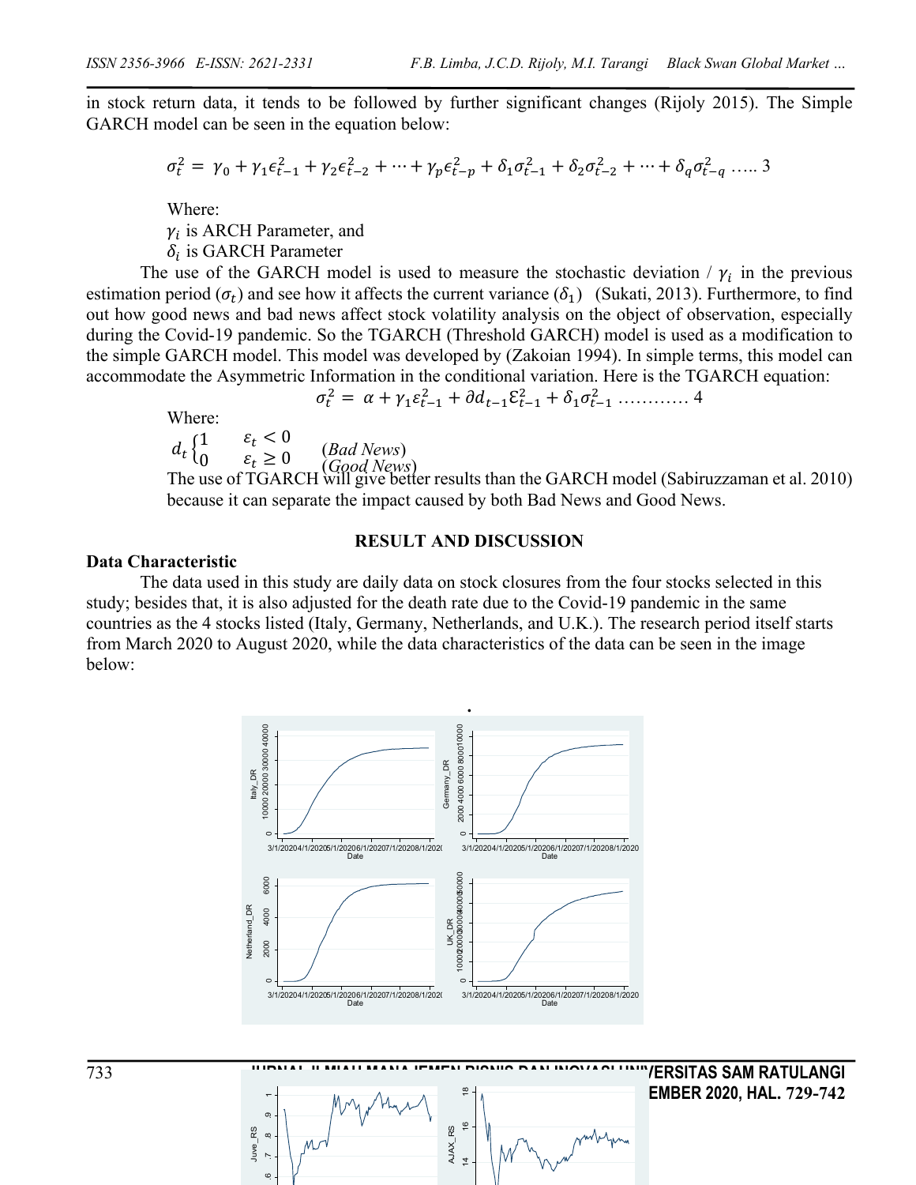in stock return data, it tends to be followed by further significant changes (Rijoly 2015). The Simple GARCH model can be seen in the equation below:

$$\sigma_t^2 = \gamma_0 + \gamma_1\epsilon_{t-1}^2 + \gamma_2\epsilon_{t-2}^2 + \cdots + \gamma_p\epsilon_{t-p}^2 + \delta_1\sigma_{t-1}^2 + \delta_2\sigma_{t-2}^2 + \cdots + \delta_q\sigma_{t-q}^2 \; \ldots.. \; 3$$

Where:
$\gamma_i$ is ARCH Parameter, and
$\delta_i$ is GARCH Parameter

The use of the GARCH model is used to measure the stochastic deviation / $\gamma_i$ in the previous estimation period ($\sigma_t$) and see how it affects the current variance ($\delta_1$) (Sukati, 2013). Furthermore, to find out how good news and bad news affect stock volatility analysis on the object of observation, especially during the Covid-19 pandemic. So the TGARCH (Threshold GARCH) model is used as a modification to the simple GARCH model. This model was developed by (Zakoian 1994). In simple terms, this model can accommodate the Asymmetric Information in the conditional variation. Here is the TGARCH equation:

$$\sigma_t^2 = \alpha + \gamma_1\varepsilon_{t-1}^2 + \partial d_{t-1}\mathcal{E}_{t-1}^2 + \delta_1\sigma_{t-1}^2 \; \ldots\ldots\ldots\ldots \; 4$$

Where:

$$d_t \begin{cases} 1 & \varepsilon_t < 0 \quad (\textit{Bad News}) \\ 0 & \varepsilon_t \geq 0 \quad (\textit{Good News}) \end{cases}$$

The use of TGARCH will give better results than the GARCH model (Sabiruzzaman et al. 2010) because it can separate the impact caused by both Bad News and Good News.

## RESULT AND DISCUSSION

### Data Characteristic

The data used in this study are daily data on stock closures from the four stocks selected in this study; besides that, it is also adjusted for the death rate due to the Covid-19 pandemic in the same countries as the 4 stocks listed (Italy, Germany, Netherlands, and U.K.). The research period itself starts from March 2020 to August 2020, while the data characteristics of the data can be seen in the image below:

Italy_DR
0 10000 20000 30000 40000
3/1/2020 4/1/2020 5/1/2020 6/1/2020 7/1/2020 8/1/2020
Date

Germany_DR
0 2000 4000 6000 8000 10000
3/1/2020 4/1/2020 5/1/2020 6/1/2020 7/1/2020 8/1/2020
Date

Netherland_DR
0 2000 4000 6000
3/1/2020 4/1/2020 5/1/2020 6/1/2020 7/1/2020 8/1/2020
Date

UK_DR
0 10000 20000 30000 40000 50000
3/1/2020 4/1/2020 5/1/2020 6/1/2020 7/1/2020 8/1/2020
Date

Juve_RS
.6 .7 .8 .9 1

AJAX_RS
14 16 18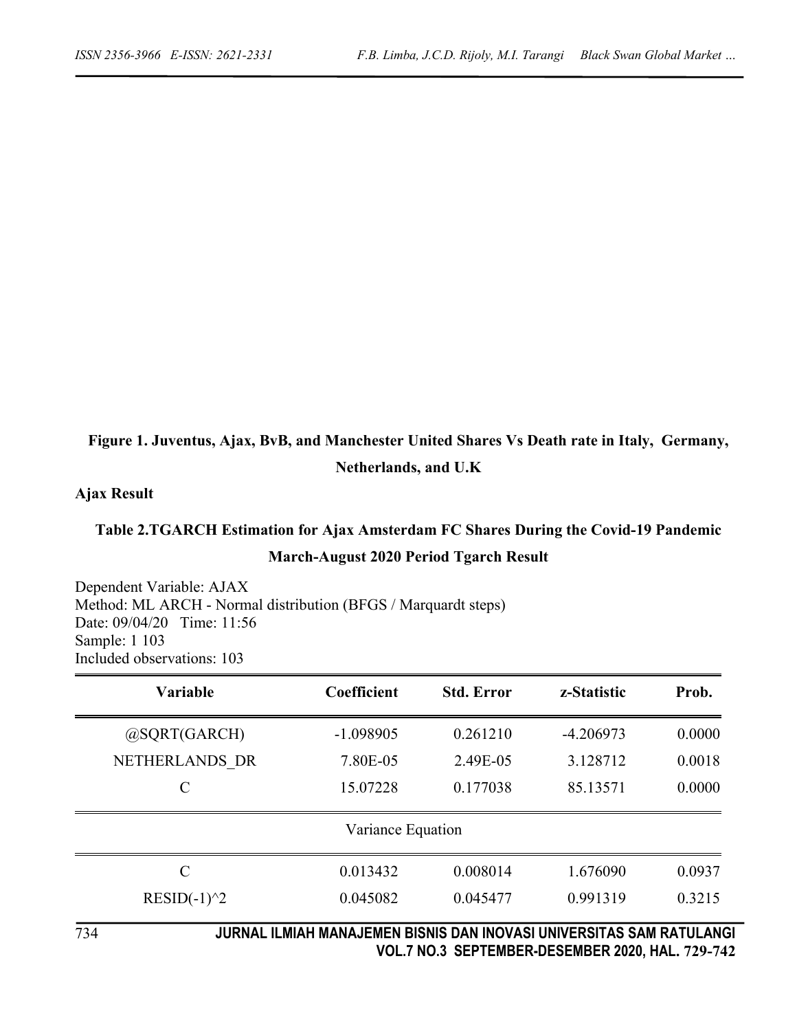**Figure 1. Juventus, Ajax, BvB, and Manchester United Shares Vs Death rate in Italy, Germany, Netherlands, and U.K**

**Ajax Result**

**Table 2.TGARCH Estimation for Ajax Amsterdam FC Shares During the Covid-19 Pandemic March-August 2020 Period Tgarch Result**

Dependent Variable: AJAX
Method: ML ARCH - Normal distribution (BFGS / Marquardt steps)
Date: 09/04/20 Time: 11:56
Sample: 1 103
Included observations: 103

| Variable | Coefficient | Std. Error | z-Statistic | Prob. |
|---|---|---|---|---|
| @SQRT(GARCH) | -1.098905 | 0.261210 | -4.206973 | 0.0000 |
| NETHERLANDS_DR | 7.80E-05 | 2.49E-05 | 3.128712 | 0.0018 |
| C | 15.07228 | 0.177038 | 85.13571 | 0.0000 |
| | | Variance Equation | | |
| C | 0.013432 | 0.008014 | 1.676090 | 0.0937 |
| RESID(-1)^2 | 0.045082 | 0.045477 | 0.991319 | 0.3215 |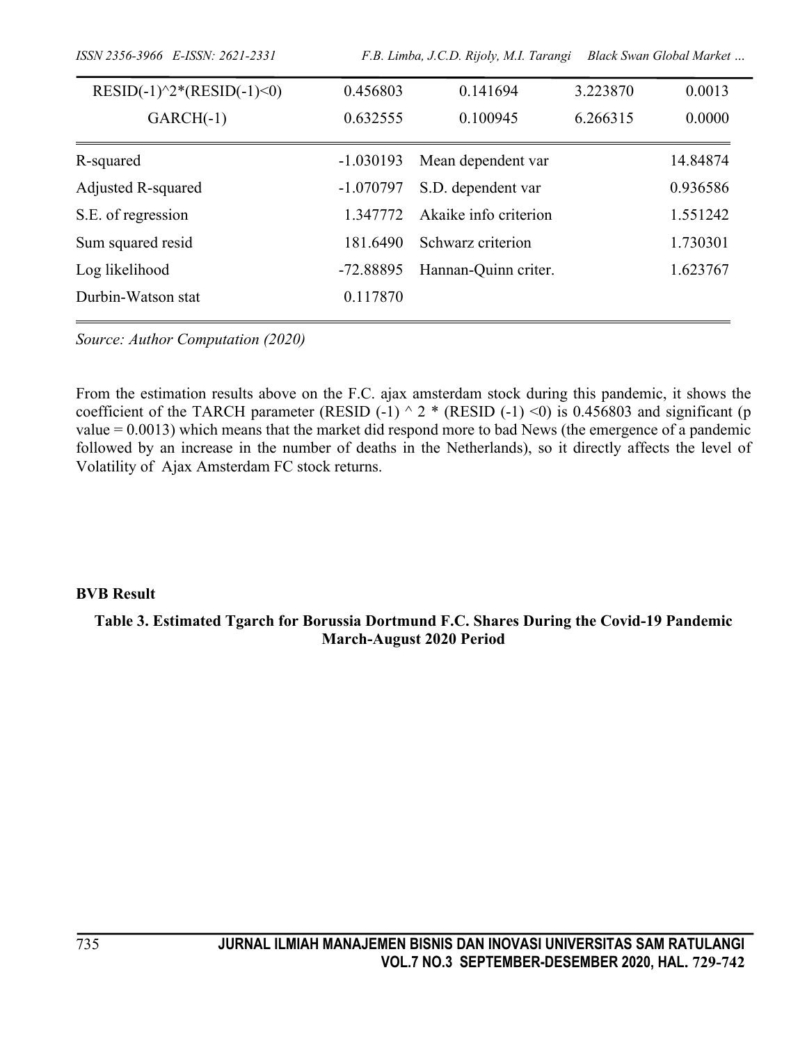| | | | | |
|---|---|---|---|---|
| RESID(-1)^2*(RESID(-1)<0) | 0.456803 | 0.141694 | 3.223870 | 0.0013 |
| GARCH(-1) | 0.632555 | 0.100945 | 6.266315 | 0.0000 |

| | | | |
|---|---|---|---|
| R-squared | -1.030193 | Mean dependent var | 14.84874 |
| Adjusted R-squared | -1.070797 | S.D. dependent var | 0.936586 |
| S.E. of regression | 1.347772 | Akaike info criterion | 1.551242 |
| Sum squared resid | 181.6490 | Schwarz criterion | 1.730301 |
| Log likelihood | -72.88895 | Hannan-Quinn criter. | 1.623767 |
| Durbin-Watson stat | 0.117870 | | |

*Source: Author Computation (2020)*

From the estimation results above on the F.C. ajax amsterdam stock during this pandemic, it shows the coefficient of the TARCH parameter (RESID (-1) ^ 2 * (RESID (-1) <0) is 0.456803 and significant (p value = 0.0013) which means that the market did respond more to bad News (the emergence of a pandemic followed by an increase in the number of deaths in the Netherlands), so it directly affects the level of Volatility of Ajax Amsterdam FC stock returns.

**BVB Result**

**Table 3. Estimated Tgarch for Borussia Dortmund F.C. Shares During the Covid-19 Pandemic March-August 2020 Period**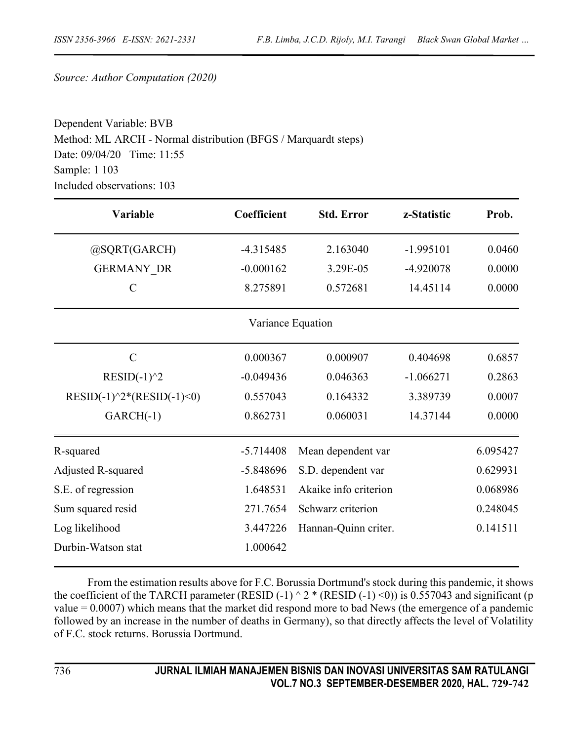*Source: Author Computation (2020)*

Dependent Variable: BVB
Method: ML ARCH - Normal distribution (BFGS / Marquardt steps)
Date: 09/04/20 Time: 11:55
Sample: 1 103
Included observations: 103

| Variable | Coefficient | Std. Error | z-Statistic | Prob. |
|---|---|---|---|---|
| @SQRT(GARCH) | -4.315485 | 2.163040 | -1.995101 | 0.0460 |
| GERMANY_DR | -0.000162 | 3.29E-05 | -4.920078 | 0.0000 |
| C | 8.275891 | 0.572681 | 14.45114 | 0.0000 |
| | | Variance Equation | | |
| C | 0.000367 | 0.000907 | 0.404698 | 0.6857 |
| RESID(-1)^2 | -0.049436 | 0.046363 | -1.066271 | 0.2863 |
| RESID(-1)^2*(RESID(-1)<0) | 0.557043 | 0.164332 | 3.389739 | 0.0007 |
| GARCH(-1) | 0.862731 | 0.060031 | 14.37144 | 0.0000 |
| R-squared | -5.714408 | Mean dependent var | | 6.095427 |
| Adjusted R-squared | -5.848696 | S.D. dependent var | | 0.629931 |
| S.E. of regression | 1.648531 | Akaike info criterion | | 0.068986 |
| Sum squared resid | 271.7654 | Schwarz criterion | | 0.248045 |
| Log likelihood | 3.447226 | Hannan-Quinn criter. | | 0.141511 |
| Durbin-Watson stat | 1.000642 | | | |

From the estimation results above for F.C. Borussia Dortmund's stock during this pandemic, it shows the coefficient of the TARCH parameter (RESID (-1) ^ 2 * (RESID (-1) <0)) is 0.557043 and significant (p value = 0.0007) which means that the market did respond more to bad News (the emergence of a pandemic followed by an increase in the number of deaths in Germany), so that directly affects the level of Volatility of F.C. stock returns. Borussia Dortmund.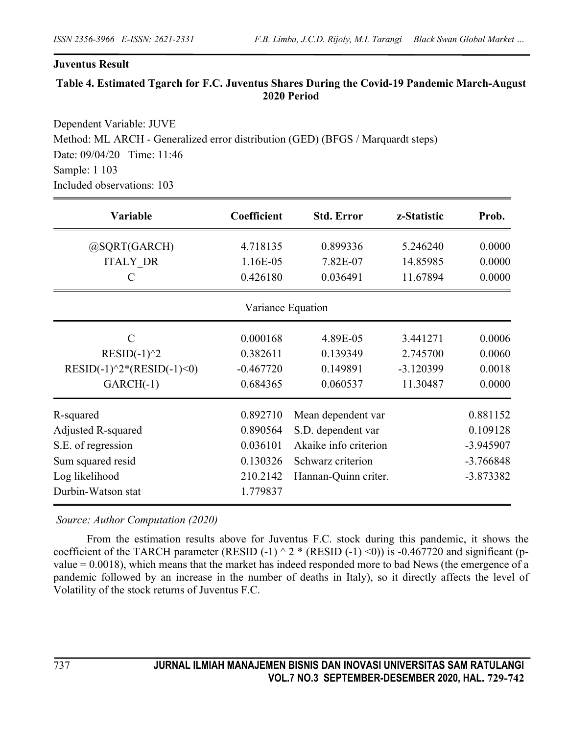**Juventus Result**

**Table 4. Estimated Tgarch for F.C. Juventus Shares During the Covid-19 Pandemic March-August 2020 Period**

Dependent Variable: JUVE
Method: ML ARCH - Generalized error distribution (GED) (BFGS / Marquardt steps)
Date: 09/04/20 Time: 11:46
Sample: 1 103
Included observations: 103

| Variable | Coefficient | Std. Error | z-Statistic | Prob. |
|---|---|---|---|---|
| @SQRT(GARCH) | 4.718135 | 0.899336 | 5.246240 | 0.0000 |
| ITALY_DR | 1.16E-05 | 7.82E-07 | 14.85985 | 0.0000 |
| C | 0.426180 | 0.036491 | 11.67894 | 0.0000 |
| | | Variance Equation | | |
| C | 0.000168 | 4.89E-05 | 3.441271 | 0.0006 |
| RESID(-1)^2 | 0.382611 | 0.139349 | 2.745700 | 0.0060 |
| RESID(-1)^2*(RESID(-1)<0) | -0.467720 | 0.149891 | -3.120399 | 0.0018 |
| GARCH(-1) | 0.684365 | 0.060537 | 11.30487 | 0.0000 |
| R-squared | 0.892710 | Mean dependent var | | 0.881152 |
| Adjusted R-squared | 0.890564 | S.D. dependent var | | 0.109128 |
| S.E. of regression | 0.036101 | Akaike info criterion | | -3.945907 |
| Sum squared resid | 0.130326 | Schwarz criterion | | -3.766848 |
| Log likelihood | 210.2142 | Hannan-Quinn criter. | | -3.873382 |
| Durbin-Watson stat | 1.779837 | | | |

*Source: Author Computation (2020)*

From the estimation results above for Juventus F.C. stock during this pandemic, it shows the coefficient of the TARCH parameter (RESID (-1) ^ 2 * (RESID (-1) <0)) is -0.467720 and significant (p-value = 0.0018), which means that the market has indeed responded more to bad News (the emergence of a pandemic followed by an increase in the number of deaths in Italy), so it directly affects the level of Volatility of the stock returns of Juventus F.C.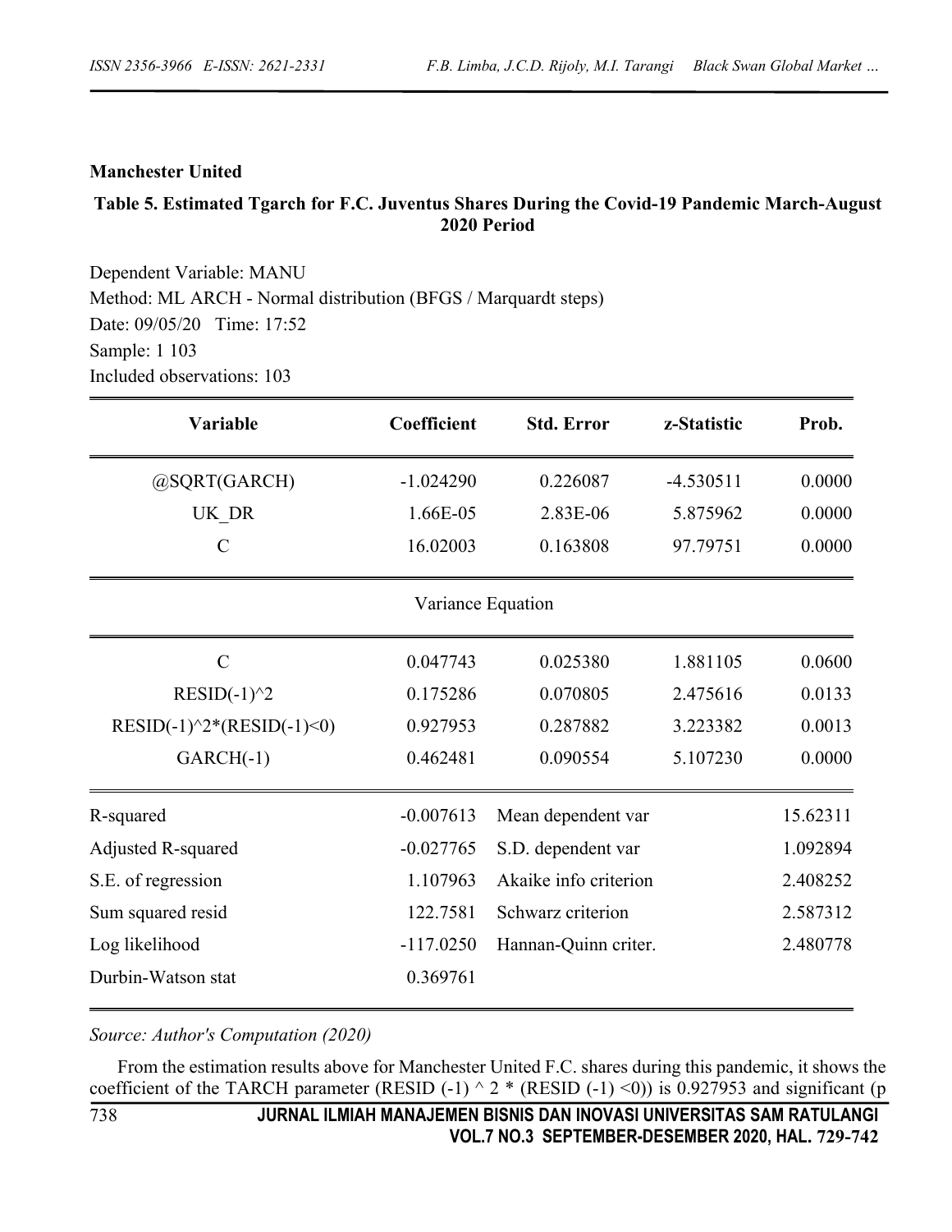**Manchester United**

**Table 5. Estimated Tgarch for F.C. Juventus Shares During the Covid-19 Pandemic March-August 2020 Period**

Dependent Variable: MANU
Method: ML ARCH - Normal distribution (BFGS / Marquardt steps)
Date: 09/05/20 Time: 17:52
Sample: 1 103
Included observations: 103

| Variable | Coefficient | Std. Error | z-Statistic | Prob. |
|---|---|---|---|---|
| @SQRT(GARCH) | -1.024290 | 0.226087 | -4.530511 | 0.0000 |
| UK_DR | 1.66E-05 | 2.83E-06 | 5.875962 | 0.0000 |
| C | 16.02003 | 0.163808 | 97.79751 | 0.0000 |
| | | Variance Equation | | |
| C | 0.047743 | 0.025380 | 1.881105 | 0.0600 |
| RESID(-1)^2 | 0.175286 | 0.070805 | 2.475616 | 0.0133 |
| RESID(-1)^2*(RESID(-1)<0) | 0.927953 | 0.287882 | 3.223382 | 0.0013 |
| GARCH(-1) | 0.462481 | 0.090554 | 5.107230 | 0.0000 |
| R-squared | -0.007613 | Mean dependent var | | 15.62311 |
| Adjusted R-squared | -0.027765 | S.D. dependent var | | 1.092894 |
| S.E. of regression | 1.107963 | Akaike info criterion | | 2.408252 |
| Sum squared resid | 122.7581 | Schwarz criterion | | 2.587312 |
| Log likelihood | -117.0250 | Hannan-Quinn criter. | | 2.480778 |
| Durbin-Watson stat | 0.369761 | | | |

*Source: Author's Computation (2020)*

From the estimation results above for Manchester United F.C. shares during this pandemic, it shows the coefficient of the TARCH parameter (RESID (-1) ^ 2 * (RESID (-1) <0)) is 0.927953 and significant (p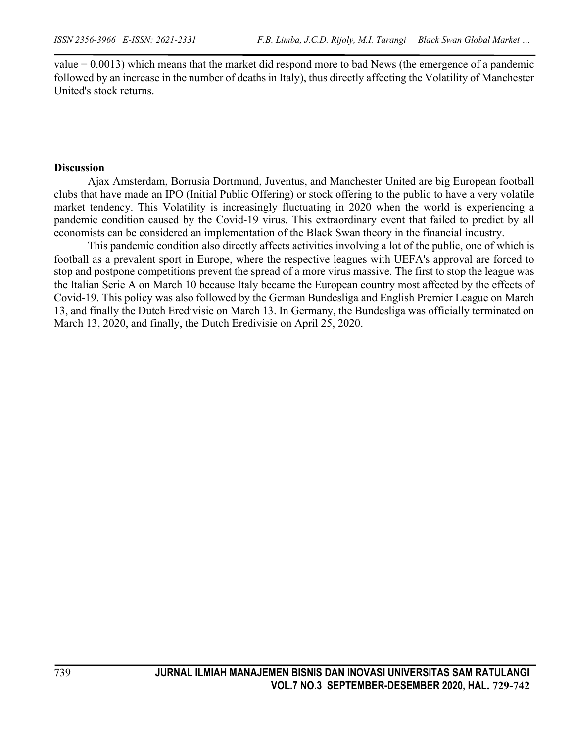value = 0.0013) which means that the market did respond more to bad News (the emergence of a pandemic followed by an increase in the number of deaths in Italy), thus directly affecting the Volatility of Manchester United's stock returns.

## Discussion

Ajax Amsterdam, Borrusia Dortmund, Juventus, and Manchester United are big European football clubs that have made an IPO (Initial Public Offering) or stock offering to the public to have a very volatile market tendency. This Volatility is increasingly fluctuating in 2020 when the world is experiencing a pandemic condition caused by the Covid-19 virus. This extraordinary event that failed to predict by all economists can be considered an implementation of the Black Swan theory in the financial industry.

This pandemic condition also directly affects activities involving a lot of the public, one of which is football as a prevalent sport in Europe, where the respective leagues with UEFA's approval are forced to stop and postpone competitions prevent the spread of a more virus massive. The first to stop the league was the Italian Serie A on March 10 because Italy became the European country most affected by the effects of Covid-19. This policy was also followed by the German Bundesliga and English Premier League on March 13, and finally the Dutch Eredivisie on March 13. In Germany, the Bundesliga was officially terminated on March 13, 2020, and finally, the Dutch Eredivisie on April 25, 2020.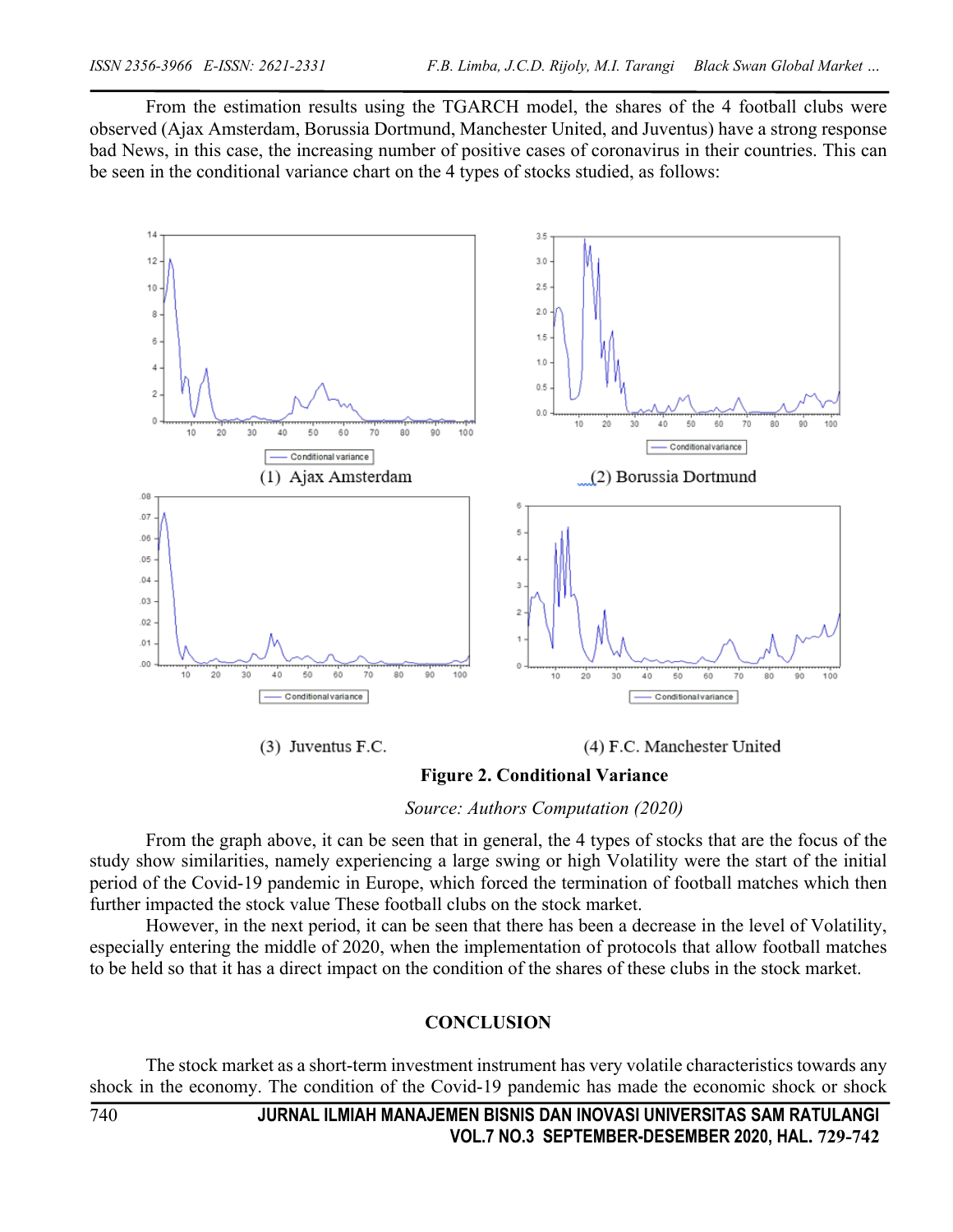From the estimation results using the TGARCH model, the shares of the 4 football clubs were observed (Ajax Amsterdam, Borussia Dortmund, Manchester United, and Juventus) have a strong response bad News, in this case, the increasing number of positive cases of coronavirus in their countries. This can be seen in the conditional variance chart on the 4 types of stocks studied, as follows:

14
12
10
8
6
4
2
0
10 20 30 40 50 60 70 80 90 100
Conditional variance

(1) Ajax Amsterdam

3.5
3.0
2.5
2.0
1.5
1.0
0.5
0.0
10 20 30 40 50 60 70 80 90 100
Conditional variance

(2) Borussia Dortmund

.08
.07
.06
.05
.04
.03
.02
.01
.00
10 20 30 40 50 60 70 80 90 100
Conditional variance

(3) Juventus F.C.

6
5
4
3
2
1
0
10 20 30 40 50 60 70 80 90 100
Conditional variance

(4) F.C. Manchester United

**Figure 2. Conditional Variance**

*Source: Authors Computation (2020)*

From the graph above, it can be seen that in general, the 4 types of stocks that are the focus of the study show similarities, namely experiencing a large swing or high Volatility were the start of the initial period of the Covid-19 pandemic in Europe, which forced the termination of football matches which then further impacted the stock value These football clubs on the stock market.

However, in the next period, it can be seen that there has been a decrease in the level of Volatility, especially entering the middle of 2020, when the implementation of protocols that allow football matches to be held so that it has a direct impact on the condition of the shares of these clubs in the stock market.

## CONCLUSION

The stock market as a short-term investment instrument has very volatile characteristics towards any shock in the economy. The condition of the Covid-19 pandemic has made the economic shock or shock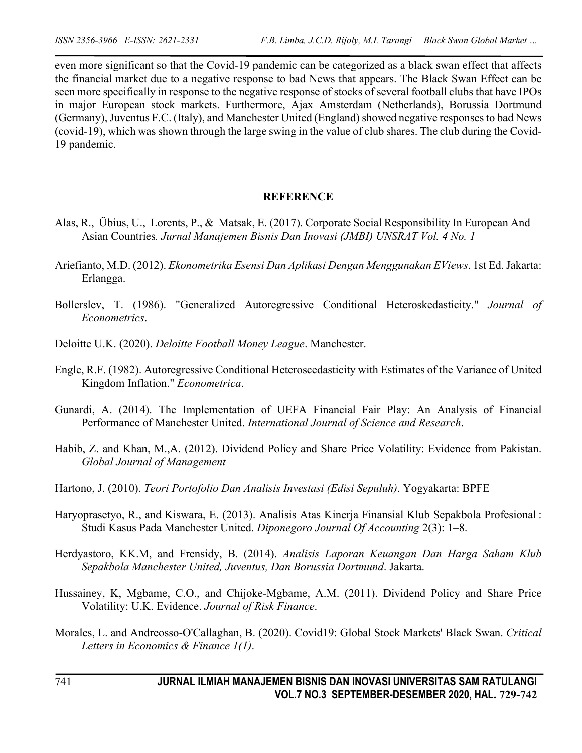even more significant so that the Covid-19 pandemic can be categorized as a black swan effect that affects the financial market due to a negative response to bad News that appears. The Black Swan Effect can be seen more specifically in response to the negative response of stocks of several football clubs that have IPOs in major European stock markets. Furthermore, Ajax Amsterdam (Netherlands), Borussia Dortmund (Germany), Juventus F.C. (Italy), and Manchester United (England) showed negative responses to bad News (covid-19), which was shown through the large swing in the value of club shares. The club during the Covid-19 pandemic.

## REFERENCE

Alas, R., Übius, U., Lorents, P., & Matsak, E. (2017). Corporate Social Responsibility In European And Asian Countries. *Jurnal Manajemen Bisnis Dan Inovasi (JMBI) UNSRAT Vol. 4 No. 1*

Ariefianto, M.D. (2012). *Ekonometrika Esensi Dan Aplikasi Dengan Menggunakan EViews*. 1st Ed. Jakarta: Erlangga.

Bollerslev, T. (1986). "Generalized Autoregressive Conditional Heteroskedasticity." *Journal of Econometrics*.

Deloitte U.K. (2020). *Deloitte Football Money League*. Manchester.

Engle, R.F. (1982). Autoregressive Conditional Heteroscedasticity with Estimates of the Variance of United Kingdom Inflation." *Econometrica*.

Gunardi, A. (2014). The Implementation of UEFA Financial Fair Play: An Analysis of Financial Performance of Manchester United. *International Journal of Science and Research*.

Habib, Z. and Khan, M.,A. (2012). Dividend Policy and Share Price Volatility: Evidence from Pakistan. *Global Journal of Management*

Hartono, J. (2010). *Teori Portofolio Dan Analisis Investasi (Edisi Sepuluh)*. Yogyakarta: BPFE

Haryoprasetyo, R., and Kiswara, E. (2013). Analisis Atas Kinerja Finansial Klub Sepakbola Profesional : Studi Kasus Pada Manchester United. *Diponegoro Journal Of Accounting* 2(3): 1–8.

Herdyastoro, KK.M, and Frensidy, B. (2014). *Analisis Laporan Keuangan Dan Harga Saham Klub Sepakbola Manchester United, Juventus, Dan Borussia Dortmund*. Jakarta.

Hussainey, K, Mgbame, C.O., and Chijoke-Mgbame, A.M. (2011). Dividend Policy and Share Price Volatility: U.K. Evidence. *Journal of Risk Finance*.

Morales, L. and Andreosso-O'Callaghan, B. (2020). Covid19: Global Stock Markets' Black Swan. *Critical Letters in Economics & Finance 1(1)*.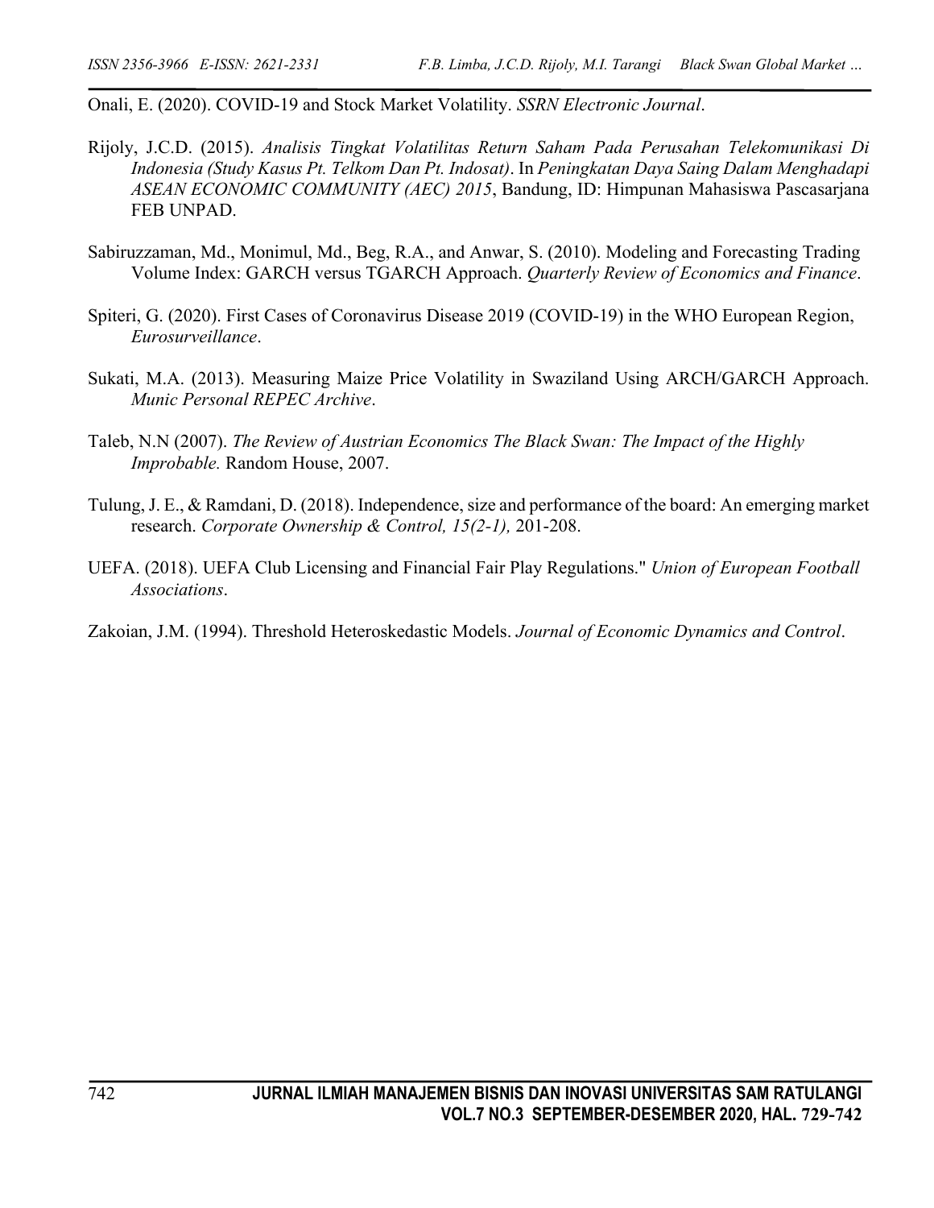Onali, E. (2020). COVID-19 and Stock Market Volatility. *SSRN Electronic Journal*.

Rijoly, J.C.D. (2015). *Analisis Tingkat Volatilitas Return Saham Pada Perusahan Telekomunikasi Di Indonesia (Study Kasus Pt. Telkom Dan Pt. Indosat)*. In *Peningkatan Daya Saing Dalam Menghadapi ASEAN ECONOMIC COMMUNITY (AEC) 2015*, Bandung, ID: Himpunan Mahasiswa Pascasarjana FEB UNPAD.

Sabiruzzaman, Md., Monimul, Md., Beg, R.A., and Anwar, S. (2010). Modeling and Forecasting Trading Volume Index: GARCH versus TGARCH Approach. *Quarterly Review of Economics and Finance*.

Spiteri, G. (2020). First Cases of Coronavirus Disease 2019 (COVID-19) in the WHO European Region, *Eurosurveillance*.

Sukati, M.A. (2013). Measuring Maize Price Volatility in Swaziland Using ARCH/GARCH Approach. *Munic Personal REPEC Archive*.

Taleb, N.N (2007). *The Review of Austrian Economics The Black Swan: The Impact of the Highly Improbable.* Random House, 2007.

Tulung, J. E., & Ramdani, D. (2018). Independence, size and performance of the board: An emerging market research. *Corporate Ownership & Control, 15(2-1),* 201-208.

UEFA. (2018). UEFA Club Licensing and Financial Fair Play Regulations." *Union of European Football Associations*.

Zakoian, J.M. (1994). Threshold Heteroskedastic Models. *Journal of Economic Dynamics and Control*.